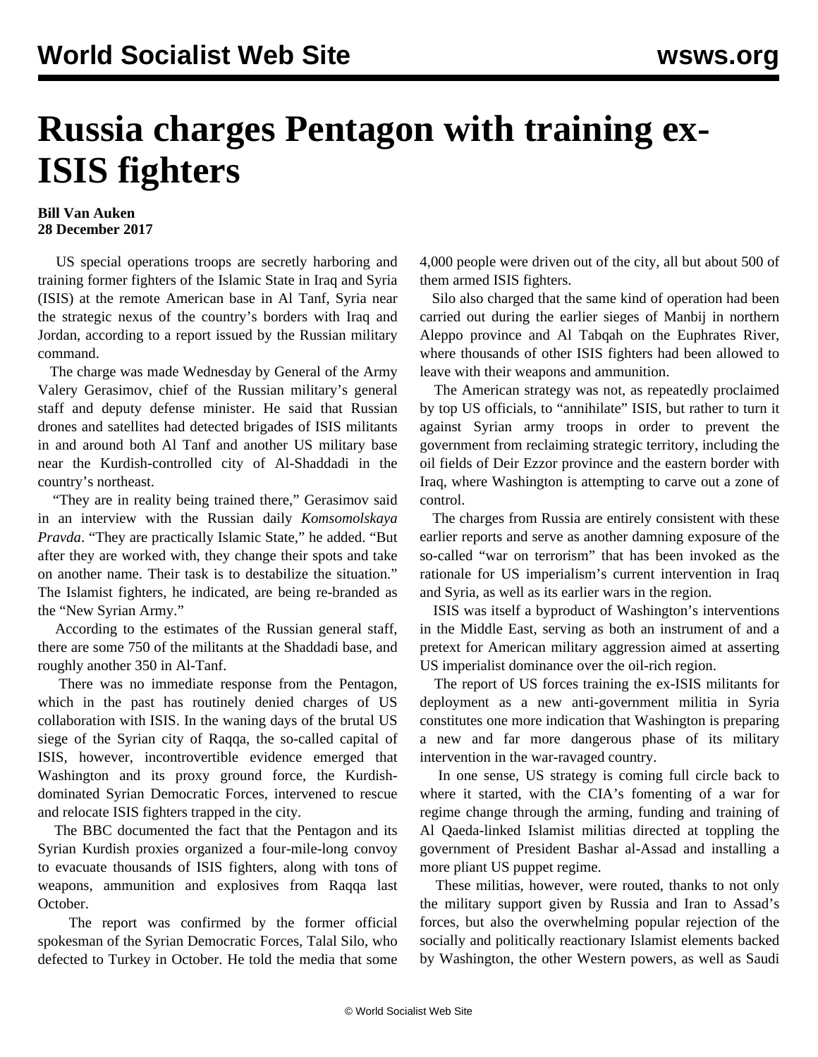# Russia charges Pentagon with training ex-ISIS fighters

**Bill Van Auken**
**28 December 2017**

US special operations troops are secretly harboring and training former fighters of the Islamic State in Iraq and Syria (ISIS) at the remote American base in Al Tanf, Syria near the strategic nexus of the country's borders with Iraq and Jordan, according to a report issued by the Russian military command.

The charge was made Wednesday by General of the Army Valery Gerasimov, chief of the Russian military's general staff and deputy defense minister. He said that Russian drones and satellites had detected brigades of ISIS militants in and around both Al Tanf and another US military base near the Kurdish-controlled city of Al-Shaddadi in the country's northeast.

"They are in reality being trained there," Gerasimov said in an interview with the Russian daily *Komsomolskaya Pravda*. "They are practically Islamic State," he added. "But after they are worked with, they change their spots and take on another name. Their task is to destabilize the situation." The Islamist fighters, he indicated, are being re-branded as the "New Syrian Army."

According to the estimates of the Russian general staff, there are some 750 of the militants at the Shaddadi base, and roughly another 350 in Al-Tanf.

There was no immediate response from the Pentagon, which in the past has routinely denied charges of US collaboration with ISIS. In the waning days of the brutal US siege of the Syrian city of Raqqa, the so-called capital of ISIS, however, incontrovertible evidence emerged that Washington and its proxy ground force, the Kurdish-dominated Syrian Democratic Forces, intervened to rescue and relocate ISIS fighters trapped in the city.

The BBC documented the fact that the Pentagon and its Syrian Kurdish proxies organized a four-mile-long convoy to evacuate thousands of ISIS fighters, along with tons of weapons, ammunition and explosives from Raqqa last October.

The report was confirmed by the former official spokesman of the Syrian Democratic Forces, Talal Silo, who defected to Turkey in October. He told the media that some 4,000 people were driven out of the city, all but about 500 of them armed ISIS fighters.

Silo also charged that the same kind of operation had been carried out during the earlier sieges of Manbij in northern Aleppo province and Al Tabqah on the Euphrates River, where thousands of other ISIS fighters had been allowed to leave with their weapons and ammunition.

The American strategy was not, as repeatedly proclaimed by top US officials, to "annihilate" ISIS, but rather to turn it against Syrian army troops in order to prevent the government from reclaiming strategic territory, including the oil fields of Deir Ezzor province and the eastern border with Iraq, where Washington is attempting to carve out a zone of control.

The charges from Russia are entirely consistent with these earlier reports and serve as another damning exposure of the so-called "war on terrorism" that has been invoked as the rationale for US imperialism's current intervention in Iraq and Syria, as well as its earlier wars in the region.

ISIS was itself a byproduct of Washington's interventions in the Middle East, serving as both an instrument of and a pretext for American military aggression aimed at asserting US imperialist dominance over the oil-rich region.

The report of US forces training the ex-ISIS militants for deployment as a new anti-government militia in Syria constitutes one more indication that Washington is preparing a new and far more dangerous phase of its military intervention in the war-ravaged country.

In one sense, US strategy is coming full circle back to where it started, with the CIA's fomenting of a war for regime change through the arming, funding and training of Al Qaeda-linked Islamist militias directed at toppling the government of President Bashar al-Assad and installing a more pliant US puppet regime.

These militias, however, were routed, thanks to not only the military support given by Russia and Iran to Assad's forces, but also the overwhelming popular rejection of the socially and politically reactionary Islamist elements backed by Washington, the other Western powers, as well as Saudi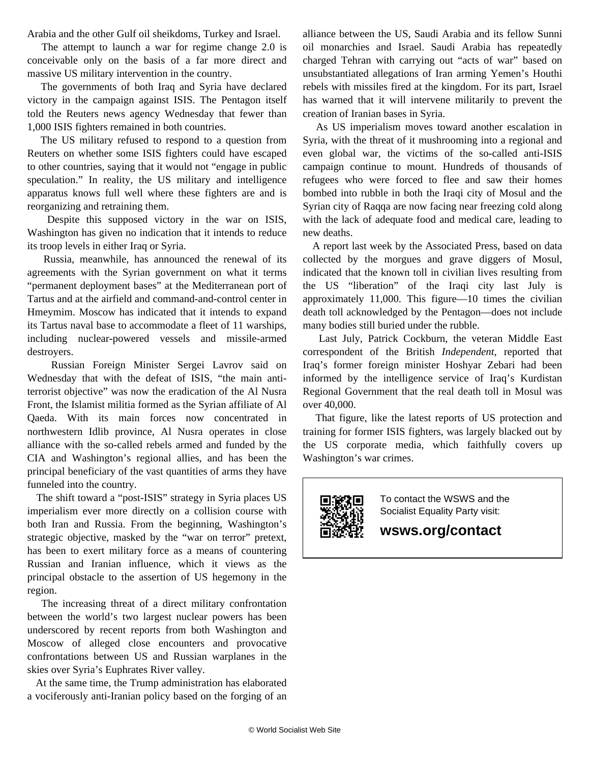Arabia and the other Gulf oil sheikdoms, Turkey and Israel.

The attempt to launch a war for regime change 2.0 is conceivable only on the basis of a far more direct and massive US military intervention in the country.

The governments of both Iraq and Syria have declared victory in the campaign against ISIS. The Pentagon itself told the Reuters news agency Wednesday that fewer than 1,000 ISIS fighters remained in both countries.

The US military refused to respond to a question from Reuters on whether some ISIS fighters could have escaped to other countries, saying that it would not "engage in public speculation." In reality, the US military and intelligence apparatus knows full well where these fighters are and is reorganizing and retraining them.

Despite this supposed victory in the war on ISIS, Washington has given no indication that it intends to reduce its troop levels in either Iraq or Syria.

Russia, meanwhile, has announced the renewal of its agreements with the Syrian government on what it terms "permanent deployment bases" at the Mediterranean port of Tartus and at the airfield and command-and-control center in Hmeymim. Moscow has indicated that it intends to expand its Tartus naval base to accommodate a fleet of 11 warships, including nuclear-powered vessels and missile-armed destroyers.

Russian Foreign Minister Sergei Lavrov said on Wednesday that with the defeat of ISIS, "the main anti-terrorist objective" was now the eradication of the Al Nusra Front, the Islamist militia formed as the Syrian affiliate of Al Qaeda. With its main forces now concentrated in northwestern Idlib province, Al Nusra operates in close alliance with the so-called rebels armed and funded by the CIA and Washington's regional allies, and has been the principal beneficiary of the vast quantities of arms they have funneled into the country.

The shift toward a "post-ISIS" strategy in Syria places US imperialism ever more directly on a collision course with both Iran and Russia. From the beginning, Washington's strategic objective, masked by the "war on terror" pretext, has been to exert military force as a means of countering Russian and Iranian influence, which it views as the principal obstacle to the assertion of US hegemony in the region.

The increasing threat of a direct military confrontation between the world's two largest nuclear powers has been underscored by recent reports from both Washington and Moscow of alleged close encounters and provocative confrontations between US and Russian warplanes in the skies over Syria's Euphrates River valley.

At the same time, the Trump administration has elaborated a vociferously anti-Iranian policy based on the forging of an alliance between the US, Saudi Arabia and its fellow Sunni oil monarchies and Israel. Saudi Arabia has repeatedly charged Tehran with carrying out "acts of war" based on unsubstantiated allegations of Iran arming Yemen's Houthi rebels with missiles fired at the kingdom. For its part, Israel has warned that it will intervene militarily to prevent the creation of Iranian bases in Syria.

As US imperialism moves toward another escalation in Syria, with the threat of it mushrooming into a regional and even global war, the victims of the so-called anti-ISIS campaign continue to mount. Hundreds of thousands of refugees who were forced to flee and saw their homes bombed into rubble in both the Iraqi city of Mosul and the Syrian city of Raqqa are now facing near freezing cold along with the lack of adequate food and medical care, leading to new deaths.

A report last week by the Associated Press, based on data collected by the morgues and grave diggers of Mosul, indicated that the known toll in civilian lives resulting from the US "liberation" of the Iraqi city last July is approximately 11,000. This figure—10 times the civilian death toll acknowledged by the Pentagon—does not include many bodies still buried under the rubble.

Last July, Patrick Cockburn, the veteran Middle East correspondent of the British *Independent*, reported that Iraq's former foreign minister Hoshyar Zebari had been informed by the intelligence service of Iraq's Kurdistan Regional Government that the real death toll in Mosul was over 40,000.

That figure, like the latest reports of US protection and training for former ISIS fighters, was largely blacked out by the US corporate media, which faithfully covers up Washington's war crimes.

To contact the WSWS and the Socialist Equality Party visit:

**wsws.org/contact**